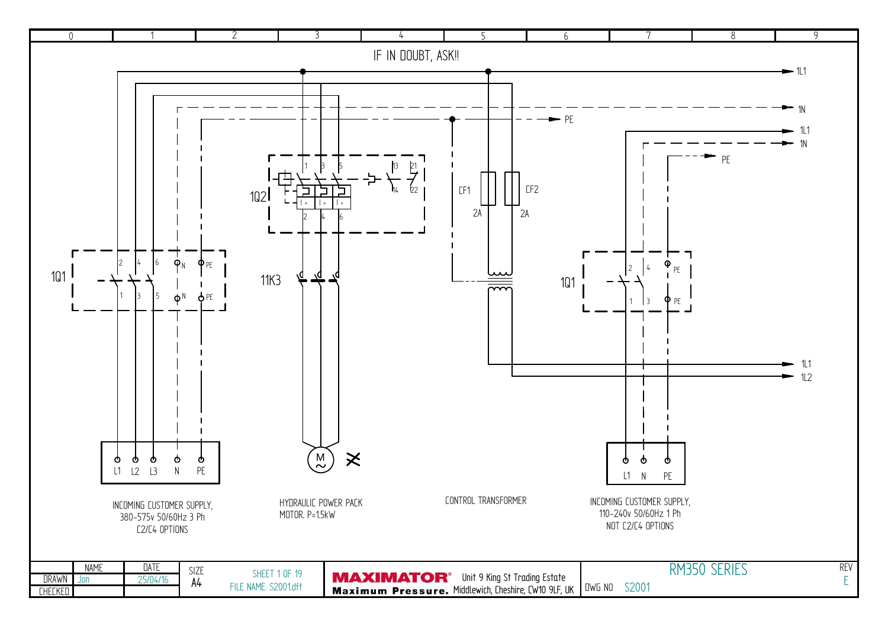IF IN DOUBT, ASK!!

1L1

1N

PE

1L1

1N

PE

1Q2

1 3 5 13 21

2 4 6 14 22

CF1 2A

CF2 2A

1Q1

2 4 6 N PE

1 3 5 N PE

11K3

1Q1

2 4 PE

1 3 PE

1L1

1L2

L1 L2 L3 N PE

M ~

L1 N PE

INCOMING CUSTOMER SUPPLY,
380-575v 50/60Hz 3 Ph
C2/C4 OPTIONS

HYDRAULIC POWER PACK
MOTOR. P=1.5kW

CONTROL TRANSFORMER

INCOMING CUSTOMER SUPPLY,
110-240v 50/60Hz 1 Ph
NOT C2/C4 OPTIONS

| | NAME | DATE | SIZE | | | |
|---|---|---|---|---|---|---|
| DRAWN | Jon | 25/04/16 | A4 | SHEET 1 OF 19<br>FILE NAME: S2001.dft | MAXIMATOR® Maximum Pressure. Unit 9 King St Trading Estate Middlewich, Cheshire, CW10 9LF, UK | RM350 SERIES<br>DWG NO S2001 — REV E |
| CHECKED | | | | | | |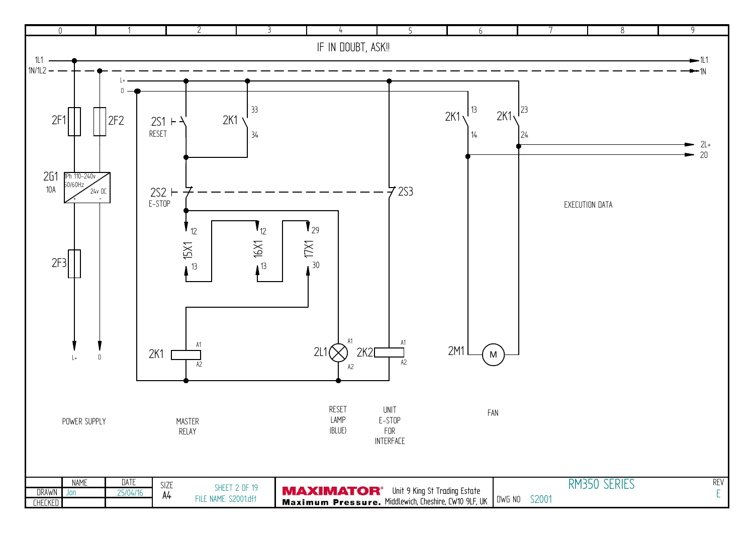IF IN DOUBT, ASK!!

1L1
1N/1L2
L+
0

2F1
2F2
2G1 10A — 1Ph 110-240v 50/60Hz, 24v DC, +, −
2F3
L+
0

2S1 RESET
2K1 33 34
2S2 E-STOP
2S3
15X1 12 13
16X1 12 13
17X1 29 30
2K1 A1 A2
2L1 A1 A2
2K2 A1 A2

2K1 13 14
2K1 23 24
2M1 M

1L1
1N
2L+
20

EXECUTION DATA

POWER SUPPLY

MASTER RELAY

RESET LAMP (BLUE)

UNIT E-STOP FOR INTERFACE

FAN

| | NAME | DATE | SIZE | SHEET 2 OF 19 |
|---|---|---|---|---|
| DRAWN | Jon | 25/04/16 | A4 | FILE NAME: S2001.dft |
| CHECKED | | | | |

**MAXIMATOR®** Maximum Pressure. Unit 9 King St Trading Estate Middlewich, Cheshire, CW10 9LF, UK

RM350 SERIES

DWG NO S2001

REV E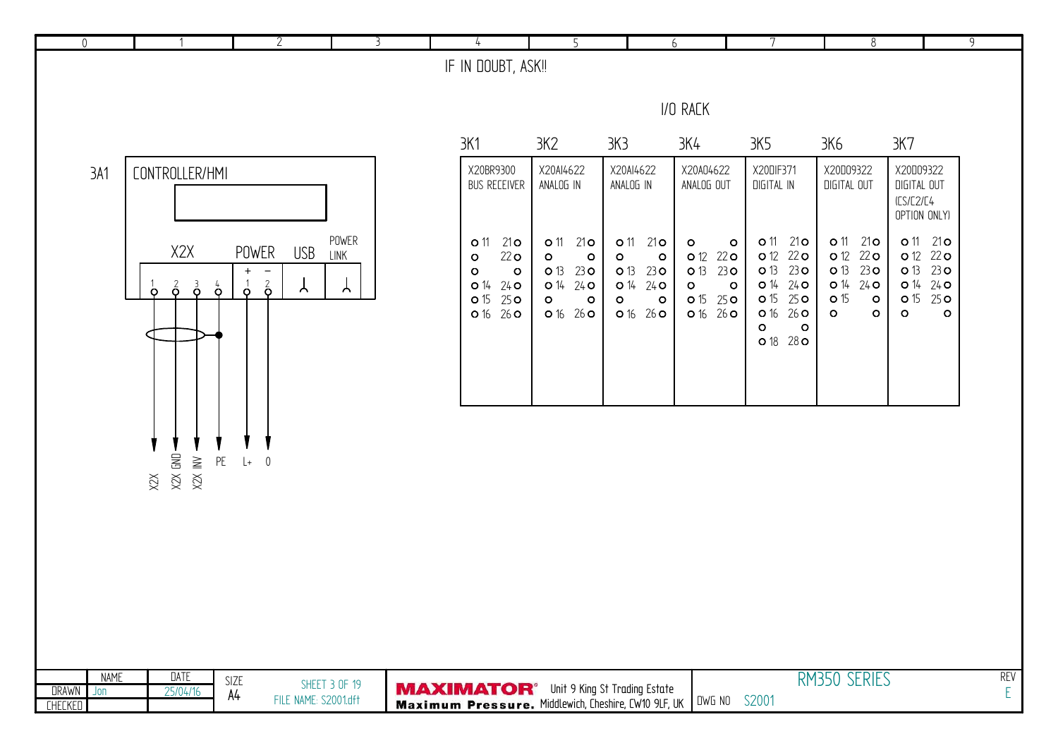IF IN DOUBT, ASK!!

## I/O RACK

| 3K1 | 3K2 | 3K3 | 3K4 | 3K5 | 3K6 | 3K7 |
|---|---|---|---|---|---|---|
| X20BR9300 BUS RECEIVER | X20AI4622 ANALOG IN | X20AI4622 ANALOG IN | X20AO4622 ANALOG OUT | X20DIF371 DIGITAL IN | X20DO9322 DIGITAL OUT | X20DO9322 DIGITAL OUT (CS/C2/C4 OPTION ONLY) |
| 11 21 | 11 21 | 11 21 | | 11 21 | 11 21 | 11 21 |
| 22 | | | 12 22 | 12 22 | 12 22 | 12 22 |
| | 13 23 | 13 23 | 13 23 | 13 23 | 13 23 | 13 23 |
| 14 24 | 14 24 | 14 24 | | 14 24 | 14 24 | 14 24 |
| 15 25 | | | 15 25 | 15 25 | 15 | 15 25 |
| 16 26 | 16 26 | 16 26 | 16 26 | 16 26 | | |
| | | | | | | |
| | | | | 18 28 | | |

## 3A1 CONTROLLER/HMI

- X2X: 1, 2, 3, 4
- POWER: + (1), − (2)
- USB
- POWER LINK

Connections: X2X, X2X GND, X2X INV, PE, L+, 0

| | NAME | DATE | SIZE | |
|---|---|---|---|---|
| DRAWN | Jon | 25/04/16 | A4 | SHEET 3 OF 19 |
| CHECKED | | | | FILE NAME: S2001.dft |

MAXIMATOR® Maximum Pressure. Unit 9 King St Trading Estate Middlewich, Cheshire, CW10 9LF, UK

RM350 SERIES — DWG NO S2001 — REV E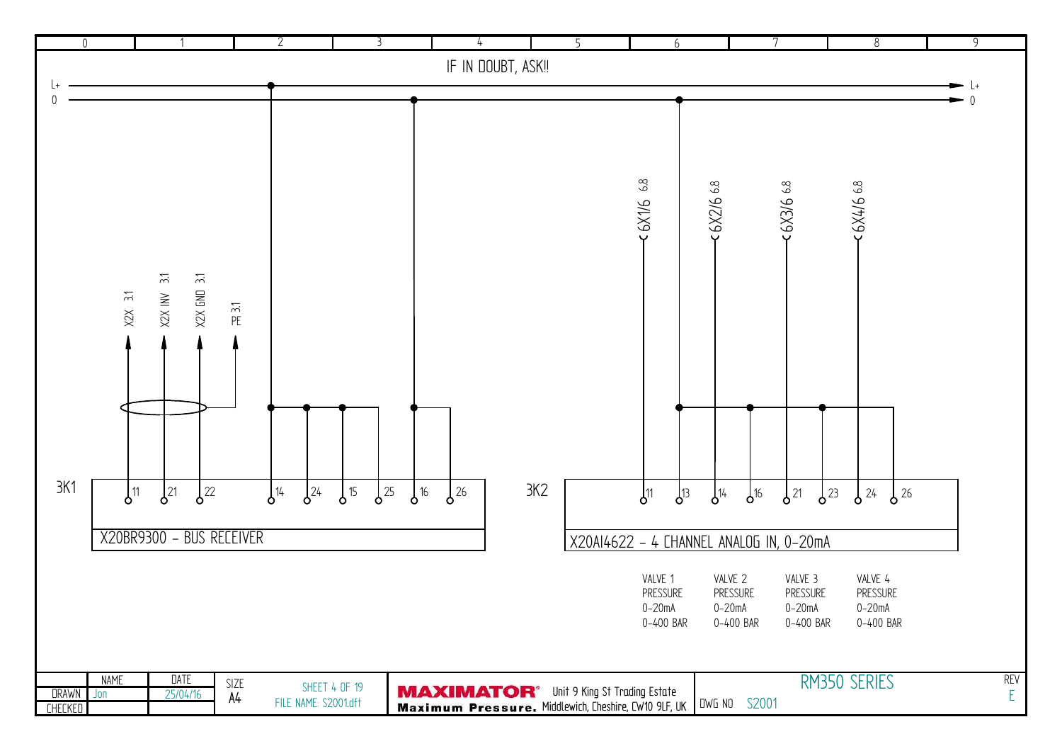| 0 | 1 | 2 | 3 | 4 | 5 | 6 | 7 | 8 | 9 |
|---|---|---|---|---|---|---|---|---|---|

IF IN DOUBT, ASK!!

L+ → L+

0 → 0

X2X 3.1

X2X INV 3.1

X2X GND 3.1

PE 3.1

6X1/6 6.8

6X2/6 6.8

6X3/6 6.8

6X4/6 6.8

3K1

11 21 22 14 24 15 25 16 26

X20BR9300 - BUS RECEIVER

3K2

11 13 14 16 21 23 24 26

X20AI4622 - 4 CHANNEL ANALOG IN, 0-20mA

| VALVE 1 | VALVE 2 | VALVE 3 | VALVE 4 |
|---|---|---|---|
| PRESSURE | PRESSURE | PRESSURE | PRESSURE |
| 0-20mA | 0-20mA | 0-20mA | 0-20mA |
| 0-400 BAR | 0-400 BAR | 0-400 BAR | 0-400 BAR |

| | NAME | DATE | SIZE | | |
|---|---|---|---|---|---|
| DRAWN | Jon | 25/04/16 | A4 | SHEET 4 OF 19 | FILE NAME: S2001.dft |
| CHECKED | | | | | |

**MAXIMATOR®** Maximum Pressure. Unit 9 King St Trading Estate Middlewich, Cheshire, CW10 9LF, UK

RM350 SERIES

DWG NO S2001

REV E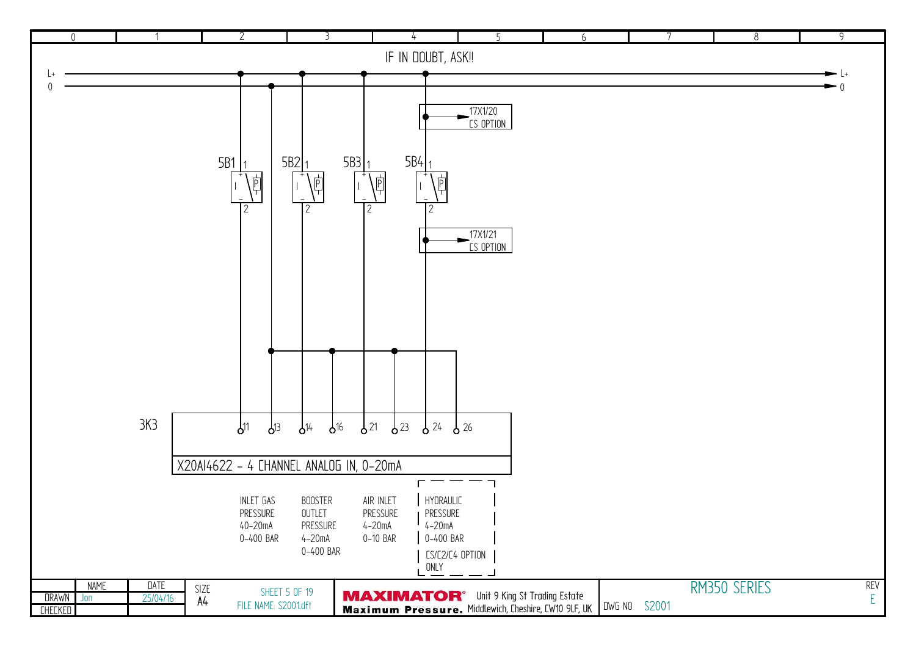IF IN DOUBT, ASK!!

L+

0

17X1/20
CS OPTION

5B1 1 2

5B2 1 2

5B3 1 2

5B4 1 2

17X1/21
CS OPTION

3K3

11 13 14 16 21 23 24 26

X20AI4622 - 4 CHANNEL ANALOG IN, 0-20mA

| INLET GAS PRESSURE 40-20mA 0-400 BAR | BOOSTER OUTLET PRESSURE 4-20mA 0-400 BAR | AIR INLET PRESSURE 4-20mA 0-10 BAR | HYDRAULIC PRESSURE 4-20mA 0-400 BAR CS/C2/C4 OPTION ONLY |
| --- | --- | --- | --- |

| | NAME | DATE | SIZE | |
| --- | --- | --- | --- | --- |
| DRAWN | Jon | 25/04/16 | A4 | FILE NAME: S2001.dft |
| CHECKED | | | | |

MAXIMATOR® Maximum Pressure. Unit 9 King St Trading Estate Middlewich, Cheshire, CW10 9LF, UK

RM350 SERIES

DWG NO S2001

REV E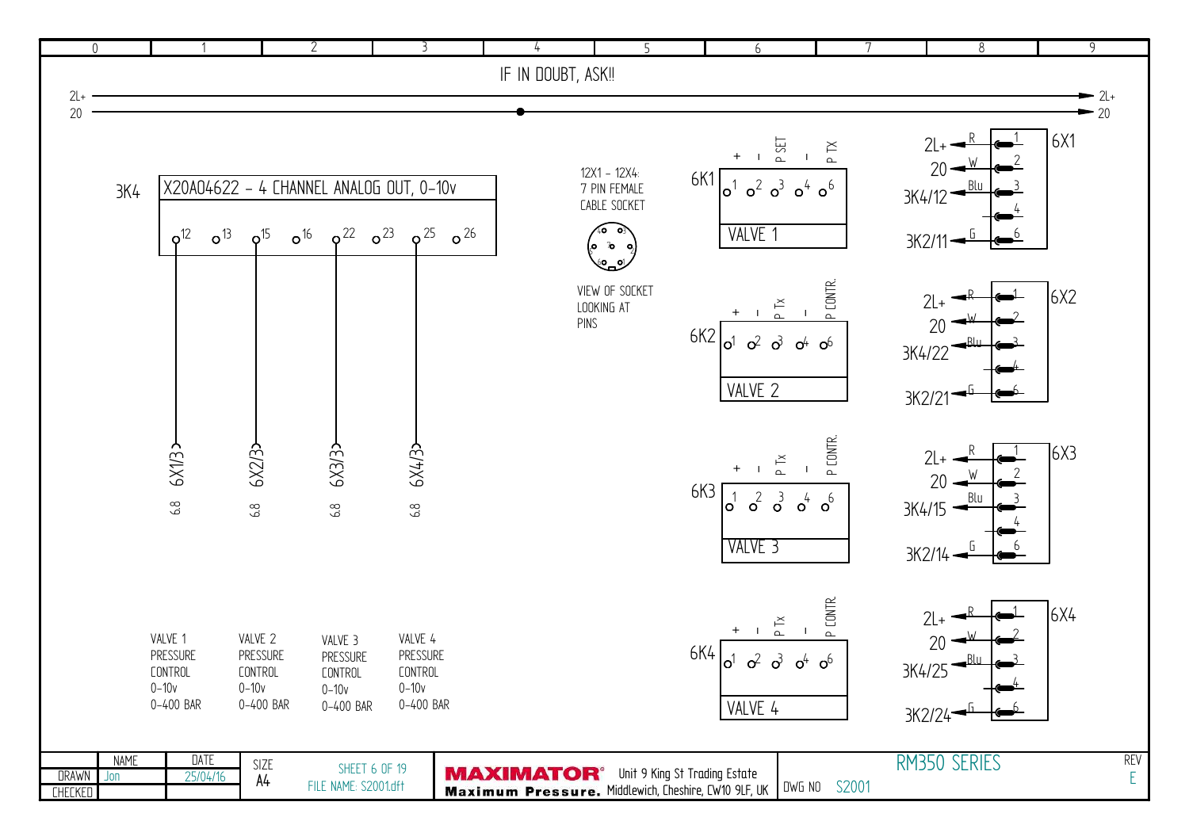IF IN DOUBT, ASK!!

2L+

20

**3K4** X20AO4622 – 4 CHANNEL ANALOG OUT, 0-10v

12 13 15 16 22 23 25 26

6X1/3 6.8 | 6X2/3 6.8 | 6X3/3 6.8 | 6X4/3 6.8

VALVE 1 PRESSURE CONTROL 0-10v 0-400 BAR

VALVE 2 PRESSURE CONTROL 0-10v 0-400 BAR

VALVE 3 PRESSURE CONTROL 0-10v 0-400 BAR

VALVE 4 PRESSURE CONTROL 0-10v 0-400 BAR

12X1 – 12X4:
7 PIN FEMALE
CABLE SOCKET

VIEW OF SOCKET
LOOKING AT
PINS

**6K1** VALVE 1: + – P SET – P TX (pins 1 2 3 4 6)

**6K2** VALVE 2: + – P Tx – P CONTR. (pins 1 2 3 4 6)

**6K3** VALVE 3: + – P Tx – P CONTR. (pins 1 2 3 4 6)

**6K4** VALVE 4: + – P Tx – P CONTR. (pins 1 2 3 4 6)

**6X1**

| Signal | Colour | Pin |
|---|---|---|
| 2L+ | R | 1 |
| 20 | W | 2 |
| 3K4/12 | Blu | 3 |
| | | 4 |
| 3K2/11 | G | 6 |

**6X2**

| Signal | Colour | Pin |
|---|---|---|
| 2L+ | R | 1 |
| 20 | W | 2 |
| 3K4/22 | Blu | 3 |
| | | 4 |
| 3K2/21 | G | 6 |

**6X3**

| Signal | Colour | Pin |
|---|---|---|
| 2L+ | R | 1 |
| 20 | W | 2 |
| 3K4/15 | Blu | 3 |
| | | 4 |
| 3K2/14 | G | 6 |

**6X4**

| Signal | Colour | Pin |
|---|---|---|
| 2L+ | R | 1 |
| 20 | W | 2 |
| 3K4/25 | Blu | 3 |
| | | 4 |
| 3K2/24 | G | 6 |

| | NAME | DATE | SIZE | SHEET 6 OF 19 | | | REV |
|---|---|---|---|---|---|---|---|
| DRAWN | Jon | 25/04/16 | A4 | FILE NAME: S2001.dft | MAXIMATOR® Maximum Pressure. Unit 9 King St Trading Estate Middlewich, Cheshire, CW10 9LF, UK | RM350 SERIES DWG NO S2001 | E |
| CHECKED | | | | | | | |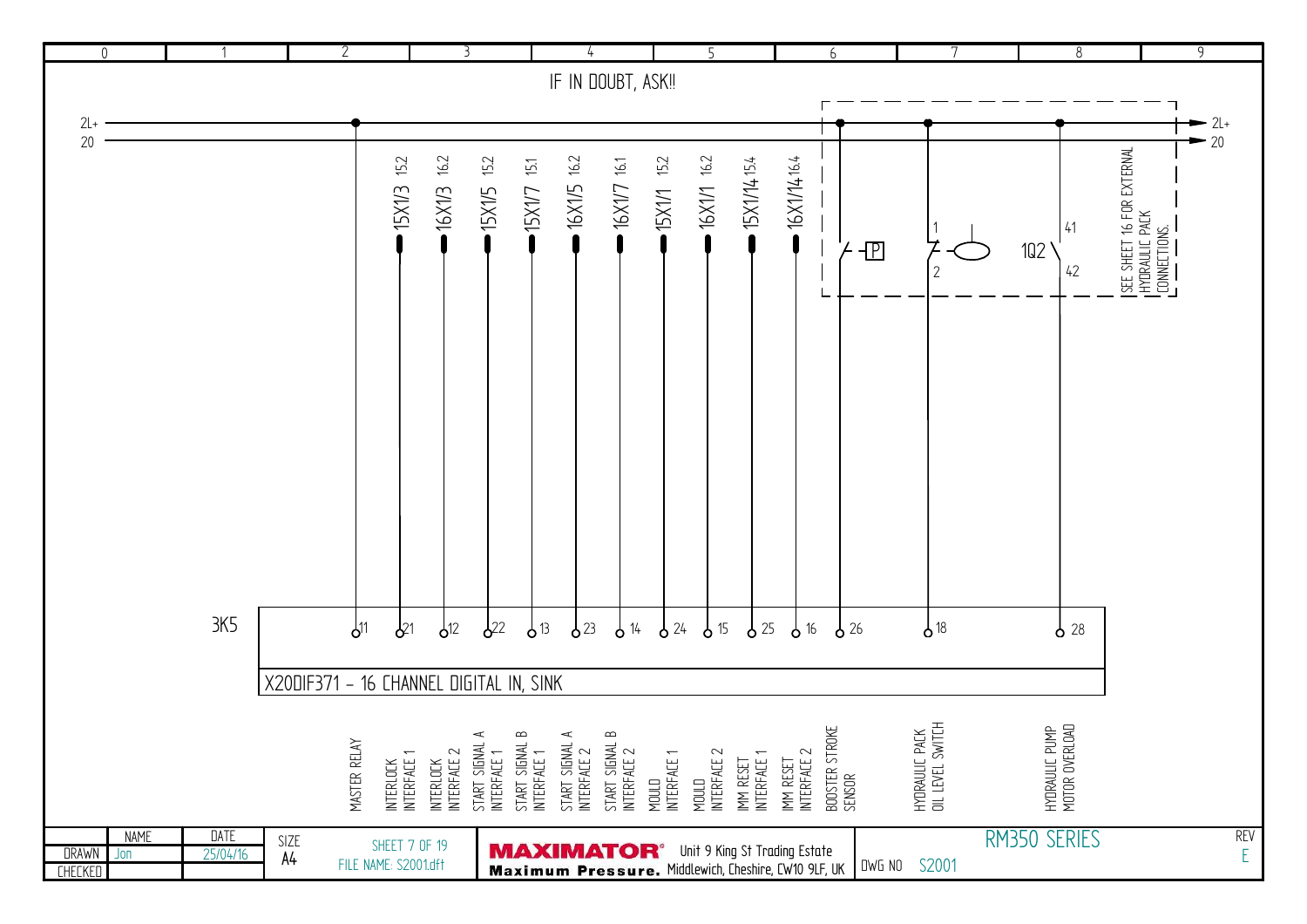IF IN DOUBT, ASK!!

2L+

20

| Terminal | Wire / Reference | Description |
|---|---|---|
| 11 | | MASTER RELAY |
| 21 | 15X1/3 15.2 | INTERLOCK INTERFACE 1 |
| 12 | 16X1/3 16.2 | INTERLOCK INTERFACE 2 |
| 22 | 15X1/5 15.2 | START SIGNAL A INTERFACE 1 |
| 13 | 15X1/7 15.1 | START SIGNAL B INTERFACE 1 |
| 23 | 16X1/5 16.2 | START SIGNAL A INTERFACE 2 |
| 14 | 16X1/7 16.1 | START SIGNAL B INTERFACE 2 |
| 24 | 15X1/1 15.2 | MOULD INTERFACE 1 |
| 15 | 16X1/1 16.2 | MOULD INTERFACE 2 |
| 25 | 15X1/14 15.4 | IMM RESET INTERFACE 1 |
| 16 | 16X1/14 16.4 | IMM RESET INTERFACE 2 |
| 26 | P | BOOSTER STROKE SENSOR |
| 18 | 1 / 2 | HYDRAULIC PACK OIL LEVEL SWITCH |
| 28 | 1Q2 41 / 42 | HYDRAULIC PUMP MOTOR OVERLOAD |

SEE SHEET 16 FOR EXTERNAL HYDRAULIC PACK CONNECTIONS.

3K5

X20DIF371 – 16 CHANNEL DIGITAL IN, SINK

| | NAME | DATE | SIZE | SHEET 7 OF 19 |
|---|---|---|---|---|
| DRAWN | Jon | 25/04/16 | A4 | FILE NAME: S2001.dft |
| CHECKED | | | | |

MAXIMATOR® Maximum Pressure. Unit 9 King St Trading Estate Middlewich, Cheshire, CW10 9LF, UK

RM350 SERIES

DWG NO S2001

REV E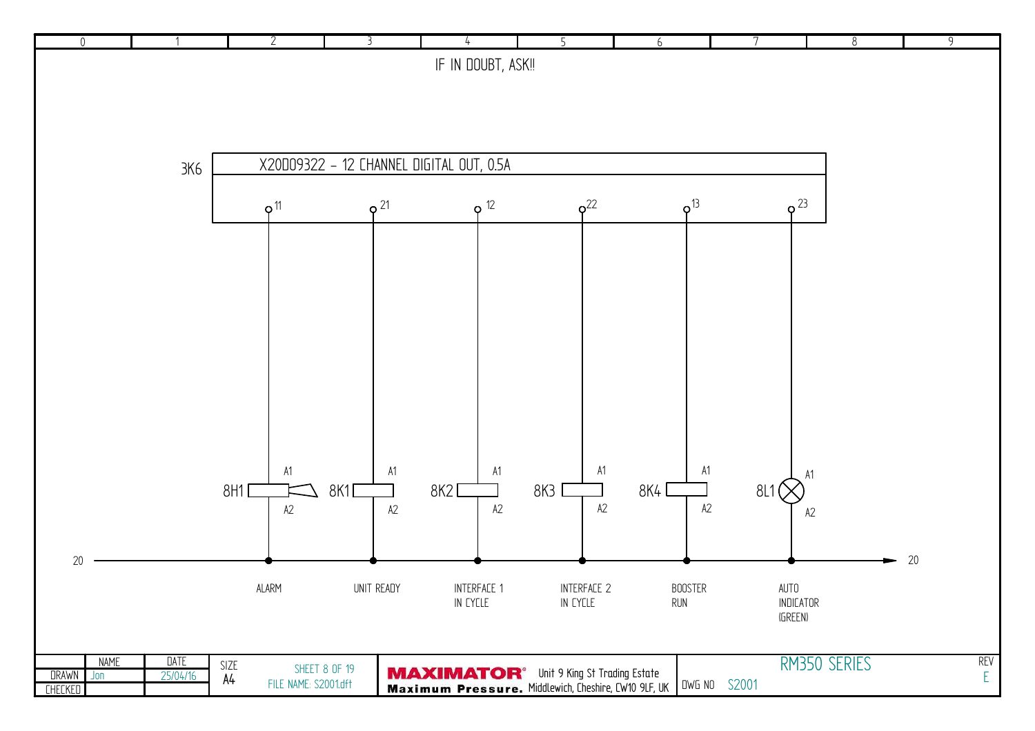IF IN DOUBT, ASK!!

3K6 — X20DO9322 – 12 CHANNEL DIGITAL OUT, 0.5A

| Output | Device | Function |
|---|---|---|
| 11 | 8H1 | ALARM |
| 21 | 8K1 | UNIT READY |
| 12 | 8K2 | INTERFACE 1 IN CYCLE |
| 22 | 8K3 | INTERFACE 2 IN CYCLE |
| 13 | 8K4 | BOOSTER RUN |
| 23 | 8L1 | AUTO INDICATOR (GREEN) |

A1 / A2 on each device; A2 connected to line 20 → 20

| | NAME | DATE |
|---|---|---|
| DRAWN | Jon | 25/04/16 |
| CHECKED | | |

SIZE A4 — SHEET 8 OF 19 — FILE NAME: S2001.dft

MAXIMATOR® Maximum Pressure. Unit 9 King St Trading Estate, Middlewich, Cheshire, CW10 9LF, UK

RM350 SERIES — DWG NO S2001 — REV E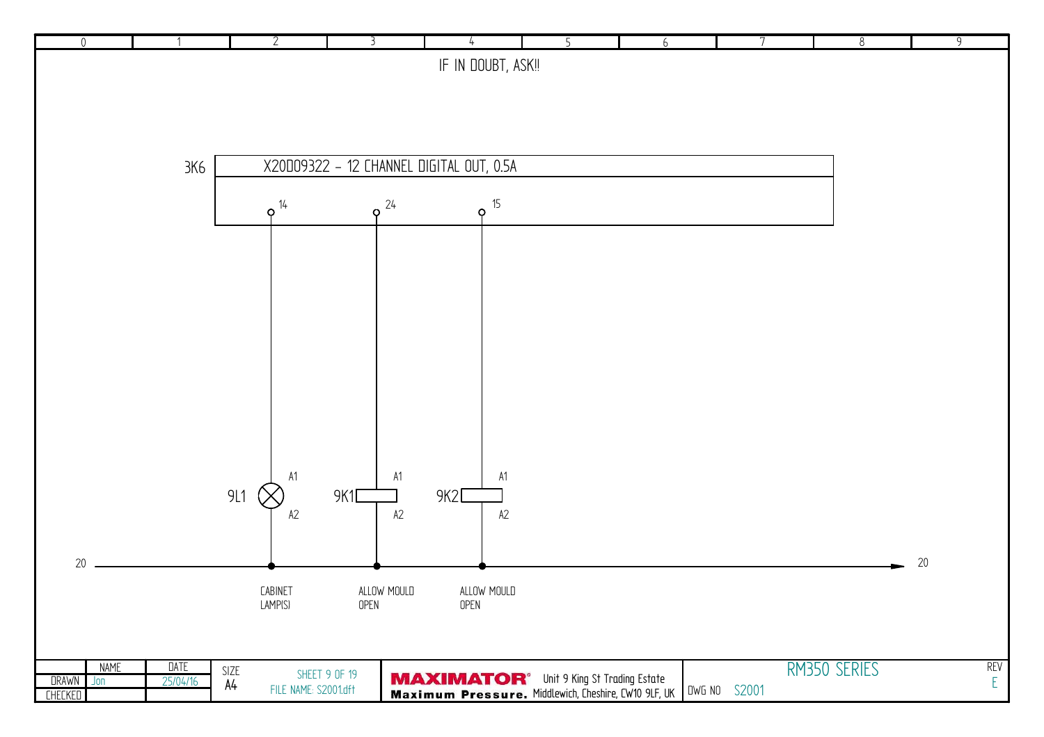IF IN DOUBT, ASK!!

3K6 — X20DO9322 – 12 CHANNEL DIGITAL OUT, 0.5A

| Output | Device | Terminals | Description |
|---|---|---|---|
| 14 | 9L1 | A1 / A2 | CABINET LAMP(S) |
| 24 | 9K1 | A1 / A2 | ALLOW MOULD OPEN |
| 15 | 9K2 | A1 / A2 | ALLOW MOULD OPEN |

20 — 20

| | NAME | DATE |
|---|---|---|
| DRAWN | Jon | 25/04/16 |
| CHECKED | | |

SIZE A4

FILE NAME: S2001.dft

MAXIMATOR® Maximum Pressure. Unit 9 King St Trading Estate, Middlewich, Cheshire, CW10 9LF, UK

RM350 SERIES

DWG NO S2001

REV E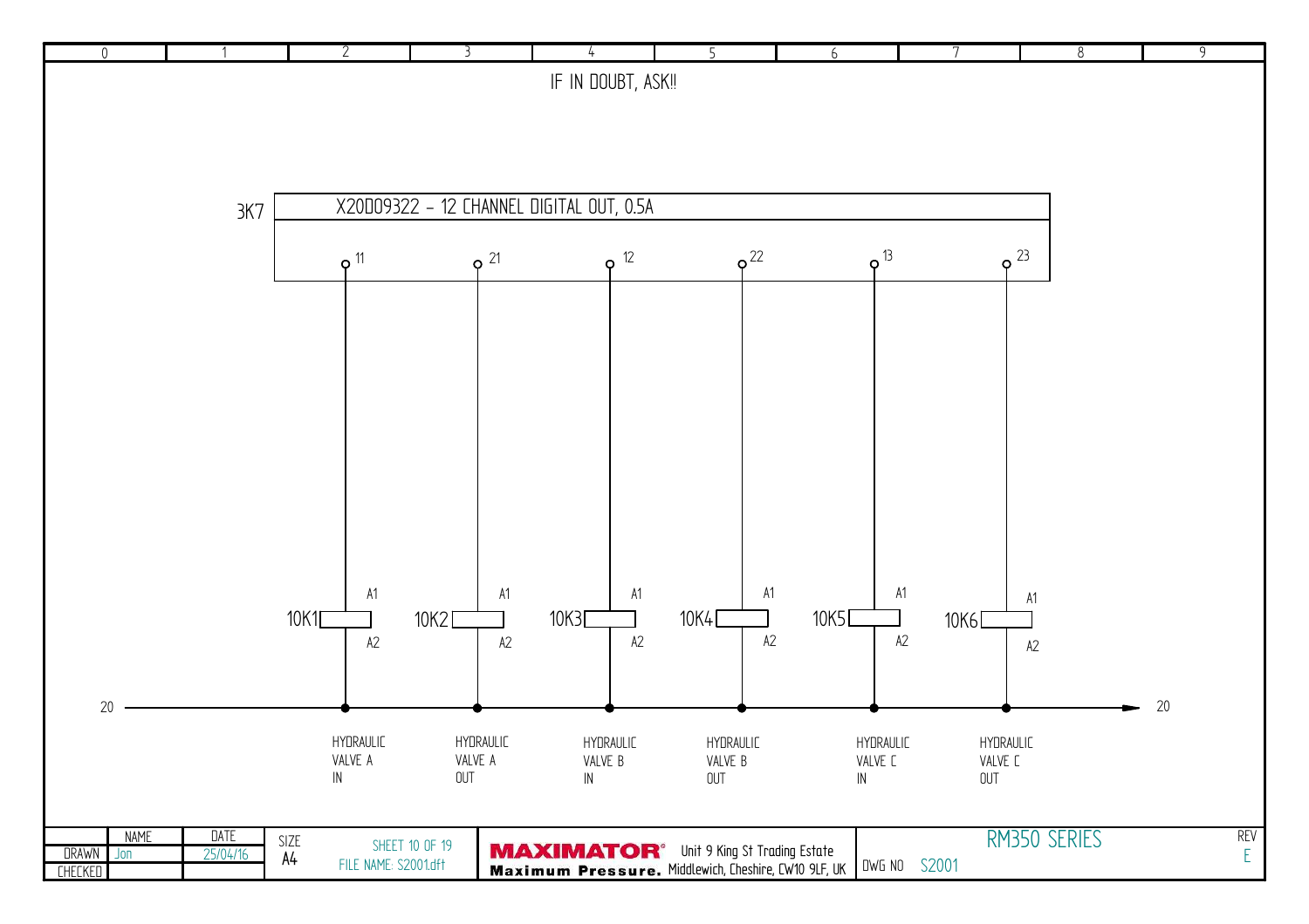IF IN DOUBT, ASK!!

3K7

X20DO9322 – 12 CHANNEL DIGITAL OUT, 0.5A

| Output | Relay | Description |
|---|---|---|
| 11 | 10K1 | HYDRAULIC VALVE A IN |
| 21 | 10K2 | HYDRAULIC VALVE A OUT |
| 12 | 10K3 | HYDRAULIC VALVE B IN |
| 22 | 10K4 | HYDRAULIC VALVE B OUT |
| 13 | 10K5 | HYDRAULIC VALVE C IN |
| 23 | 10K6 | HYDRAULIC VALVE C OUT |

Relay coil terminals: A1, A2

Common line: 20 → 20

| | NAME | DATE | SIZE | | DWG NO | REV |
|---|---|---|---|---|---|---|
| DRAWN | Jon | 25/04/16 | A4 | SHEET 10 OF 19<br>FILE NAME: S2001.dft | S2001 | E |
| CHECKED | | | | | | |

MAXIMATOR® Maximum Pressure. Unit 9 King St Trading Estate, Middlewich, Cheshire, CW10 9LF, UK

RM350 SERIES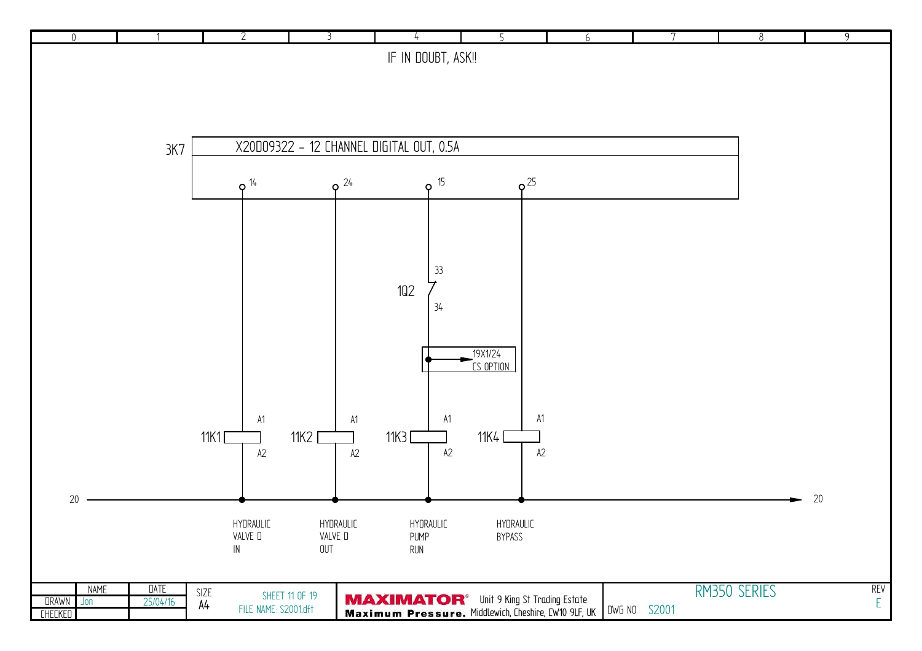IF IN DOUBT, ASK!!

3K7

X20DO9322 - 12 CHANNEL DIGITAL OUT, 0.5A

14 24 15 25

1Q2

33

34

19X1/24
CS OPTION

11K1 A1 A2

11K2 A1 A2

11K3 A1 A2

11K4 A1 A2

20

20

HYDRAULIC VALVE D IN

HYDRAULIC VALVE D OUT

HYDRAULIC PUMP RUN

HYDRAULIC BYPASS

| | NAME | DATE |
|---|---|---|
| DRAWN | Jon | 25/04/16 |
| CHECKED | | |

SIZE A4

SHEET 11 OF 19

FILE NAME: S2001.dft

MAXIMATOR® Maximum Pressure.

Unit 9 King St Trading Estate
Middlewich, Cheshire, CW10 9LF, UK

DWG NO S2001

RM350 SERIES

REV E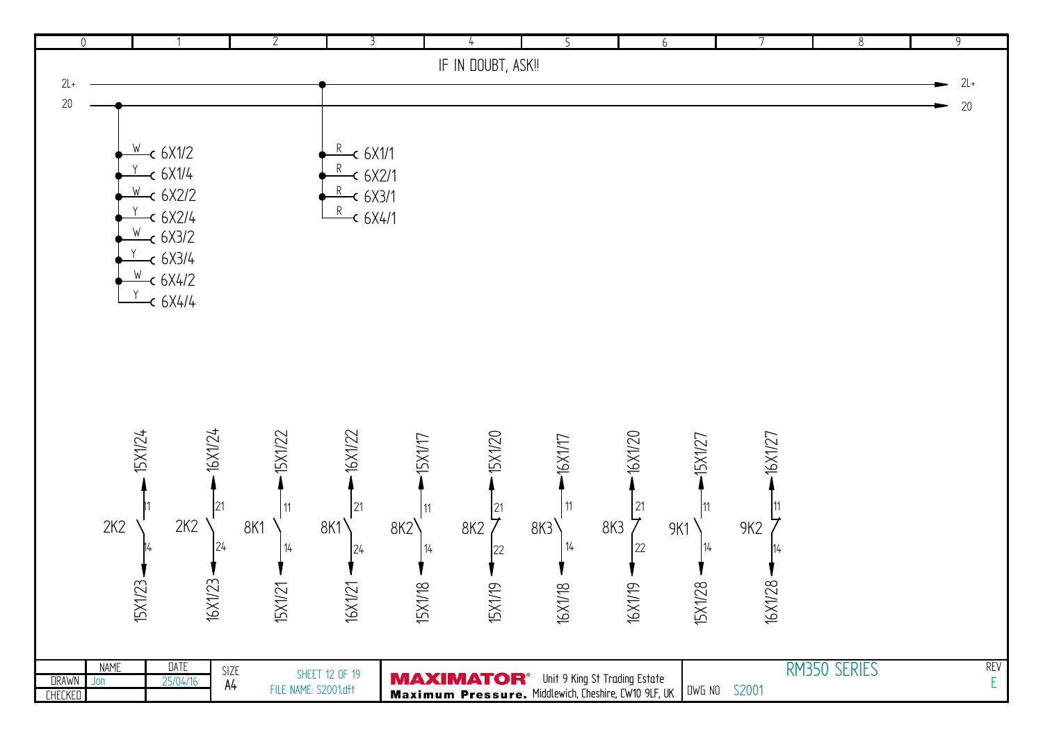IF IN DOUBT, ASK!!

2L+

20

| Wire | Terminal |
|---|---|
| W | 6X1/2 |
| Y | 6X1/4 |
| W | 6X2/2 |
| Y | 6X2/4 |
| W | 6X3/2 |
| Y | 6X3/4 |
| W | 6X4/2 |
| Y | 6X4/4 |

| Wire | Terminal |
|---|---|
| R | 6X1/1 |
| R | 6X2/1 |
| R | 6X3/1 |
| R | 6X4/1 |

| Contact | Terminals | Upper terminal | Lower terminal |
|---|---|---|---|
| 2K2 | 11 / 14 | 15X1/24 | 15X1/23 |
| 2K2 | 21 / 24 | 16X1/24 | 16X1/23 |
| 8K1 | 11 / 14 | 15X1/22 | 15X1/21 |
| 8K1 | 21 / 24 | 16X1/22 | 16X1/21 |
| 8K2 | 11 / 14 | 15X1/17 | 15X1/18 |
| 8K2 | 21 / 22 | 15X1/20 | 15X1/19 |
| 8K3 | 11 / 14 | 16X1/17 | 16X1/18 |
| 8K3 | 21 / 22 | 16X1/20 | 16X1/19 |
| 9K1 | 11 / 14 | 15X1/27 | 15X1/28 |
| 9K2 | 11 / 14 | 16X1/27 | 16X1/28 |

| | NAME | DATE | SIZE | | |
|---|---|---|---|---|---|
| DRAWN | Jon | 25/04/16 | A4 | SHEET 12 OF 19 | FILE NAME: S2001.dft |
| CHECKED | | | | | |

**MAXIMATOR®** Maximum Pressure. Unit 9 King St Trading Estate, Middlewich, Cheshire, CW10 9LF, UK

RM350 SERIES — DWG NO S2001 — REV E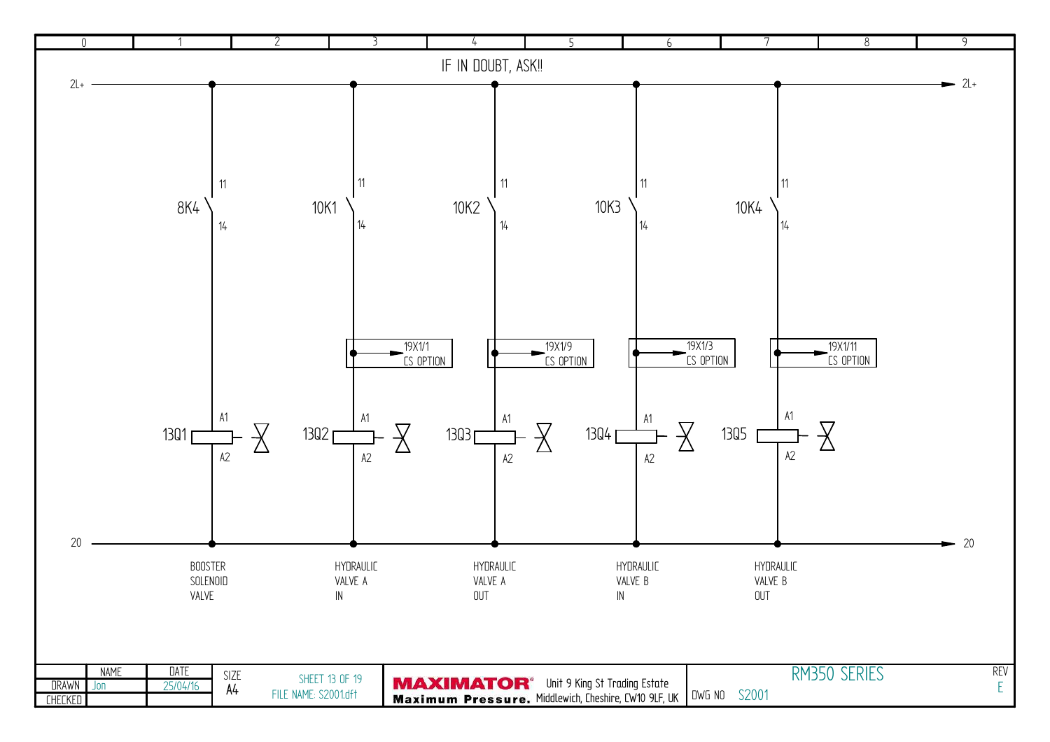IF IN DOUBT, ASK!!

2L+ — 2L+

| Contact | Terminals | Signal | Coil | Terminals | Description |
|---|---|---|---|---|---|
| 8K4 | 11 / 14 | | 13Q1 | A1 / A2 | BOOSTER SOLENOID VALVE |
| 10K1 | 11 / 14 | 19X1/1 CS OPTION | 13Q2 | A1 / A2 | HYDRAULIC VALVE A IN |
| 10K2 | 11 / 14 | 19X1/9 CS OPTION | 13Q3 | A1 / A2 | HYDRAULIC VALVE A OUT |
| 10K3 | 11 / 14 | 19X1/3 CS OPTION | 13Q4 | A1 / A2 | HYDRAULIC VALVE B IN |
| 10K4 | 11 / 14 | 19X1/11 CS OPTION | 13Q5 | A1 / A2 | HYDRAULIC VALVE B OUT |

20 — 20

| | NAME | DATE | SIZE | |
|---|---|---|---|---|
| DRAWN | Jon | 25/04/16 | A4 | SHEET 13 OF 19 |
| CHECKED | | | | FILE NAME: S2001.dft |

MAXIMATOR® Maximum Pressure. Unit 9 King St Trading Estate Middlewich, Cheshire, CW10 9LF, UK

RM350 SERIES

DWG NO S2001

REV E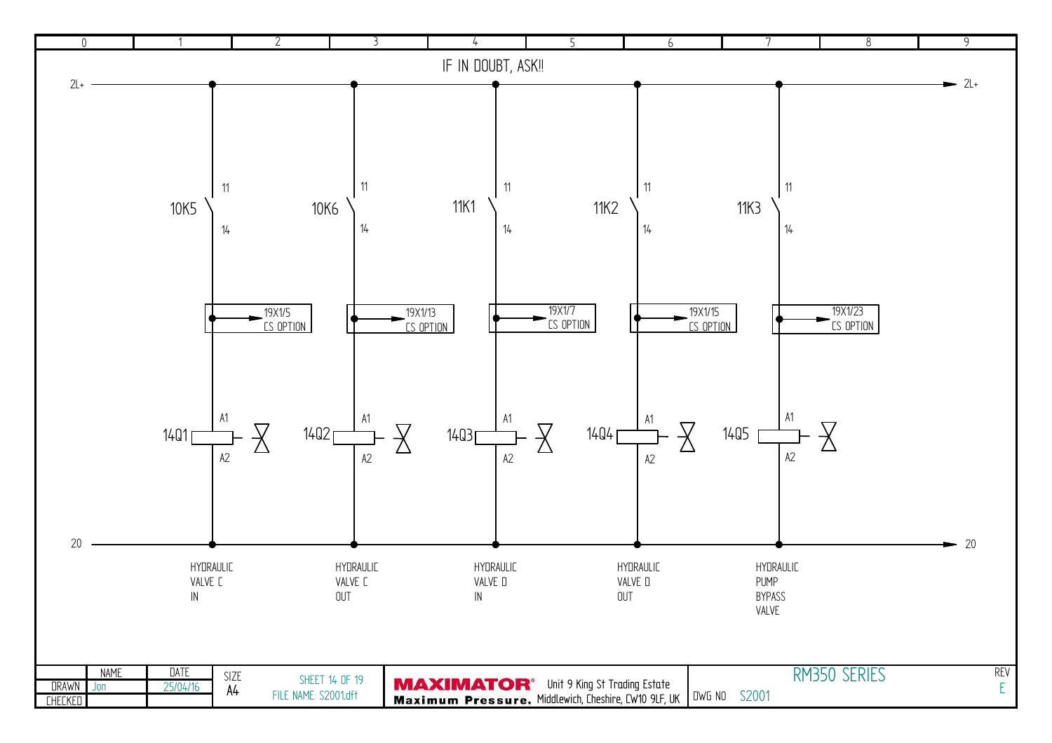IF IN DOUBT, ASK!!

2L+

| Contact | Terminals | Interface | Coil | Terminals | Function |
|---|---|---|---|---|---|
| 10K5 | 11 / 14 | 19X1/5 CS OPTION | 14Q1 | A1 / A2 | HYDRAULIC VALVE C IN |
| 10K6 | 11 / 14 | 19X1/13 CS OPTION | 14Q2 | A1 / A2 | HYDRAULIC VALVE C OUT |
| 11K1 | 11 / 14 | 19X1/7 CS OPTION | 14Q3 | A1 / A2 | HYDRAULIC VALVE D IN |
| 11K2 | 11 / 14 | 19X1/15 CS OPTION | 14Q4 | A1 / A2 | HYDRAULIC VALVE D OUT |
| 11K3 | 11 / 14 | 19X1/23 CS OPTION | 14Q5 | A1 / A2 | HYDRAULIC PUMP BYPASS VALVE |

20

| | NAME | DATE | SIZE | | |
|---|---|---|---|---|---|
| DRAWN | Jon | 25/04/16 | A4 | SHEET 14 OF 19 | FILE NAME: S2001.dft |
| CHECKED | | | | | |

**MAXIMATOR®** Maximum Pressure. Unit 9 King St Trading Estate Middlewich, Cheshire, CW10 9LF, UK

RM350 SERIES

DWG NO S2001

REV E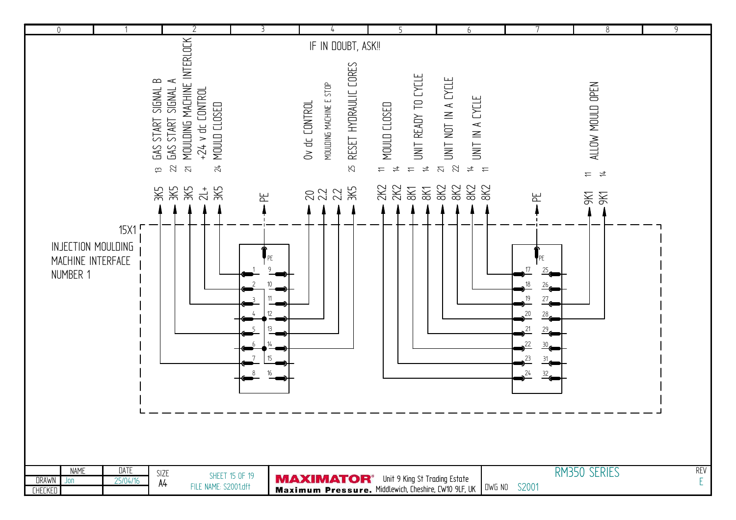IF IN DOUBT, ASK!!

**15X1**
INJECTION MOULDING MACHINE INTERFACE NUMBER 1

| Pin | Wire | Terminal | Function |
|---|---|---|---|
| 1 | 3K5 | 24 | MOULD CLOSED |
| 2 | 2L+ | | +24 v dc CONTROL |
| 3 | 3K5 | 21 | MOULDING MACHINE INTERLOCK |
| 5 | 3K5 | 22 | GAS START SIGNAL A |
| 7 | 3K5 | 13 | GAS START SIGNAL B |
| 11 | 20 | | 0v dc CONTROL |
| 12 | 2.2 | | MOULDING MACHINE E STOP |
| 13 | 2.2 | | MOULDING MACHINE E STOP |
| 14 | 3K5 | 25 | RESET HYDRAULIC CORES |
| PE | PE | | |
| 17 | 8K2 | 11 | UNIT IN A CYCLE |
| 18 | 8K2 | 14 | UNIT IN A CYCLE |
| 19 | 8K2 | 22 | UNIT NOT IN A CYCLE |
| 20 | 8K2 | 21 | UNIT NOT IN A CYCLE |
| 21 | 8K1 | 14 | UNIT READY TO CYCLE |
| 22 | 8K1 | 11 | UNIT READY TO CYCLE |
| 23 | 2K2 | 14 | MOULD CLOSED |
| 24 | 2K2 | 11 | MOULD CLOSED |
| 27 | 9K1 | 11 | ALLOW MOULD OPEN |
| 28 | 9K1 | 14 | ALLOW MOULD OPEN |
| PE | PE | | |

| NAME | | DATE |
|---|---|---|
| DRAWN | Jon | 25/04/16 |
| CHECKED | | |

SIZE A4
SHEET 15 OF 19
FILE NAME: S2001.dft

MAXIMATOR® Maximum Pressure.
Unit 9 King St Trading Estate
Middlewich, Cheshire, CW10 9LF, UK

RM350 SERIES
DWG NO S2001
REV E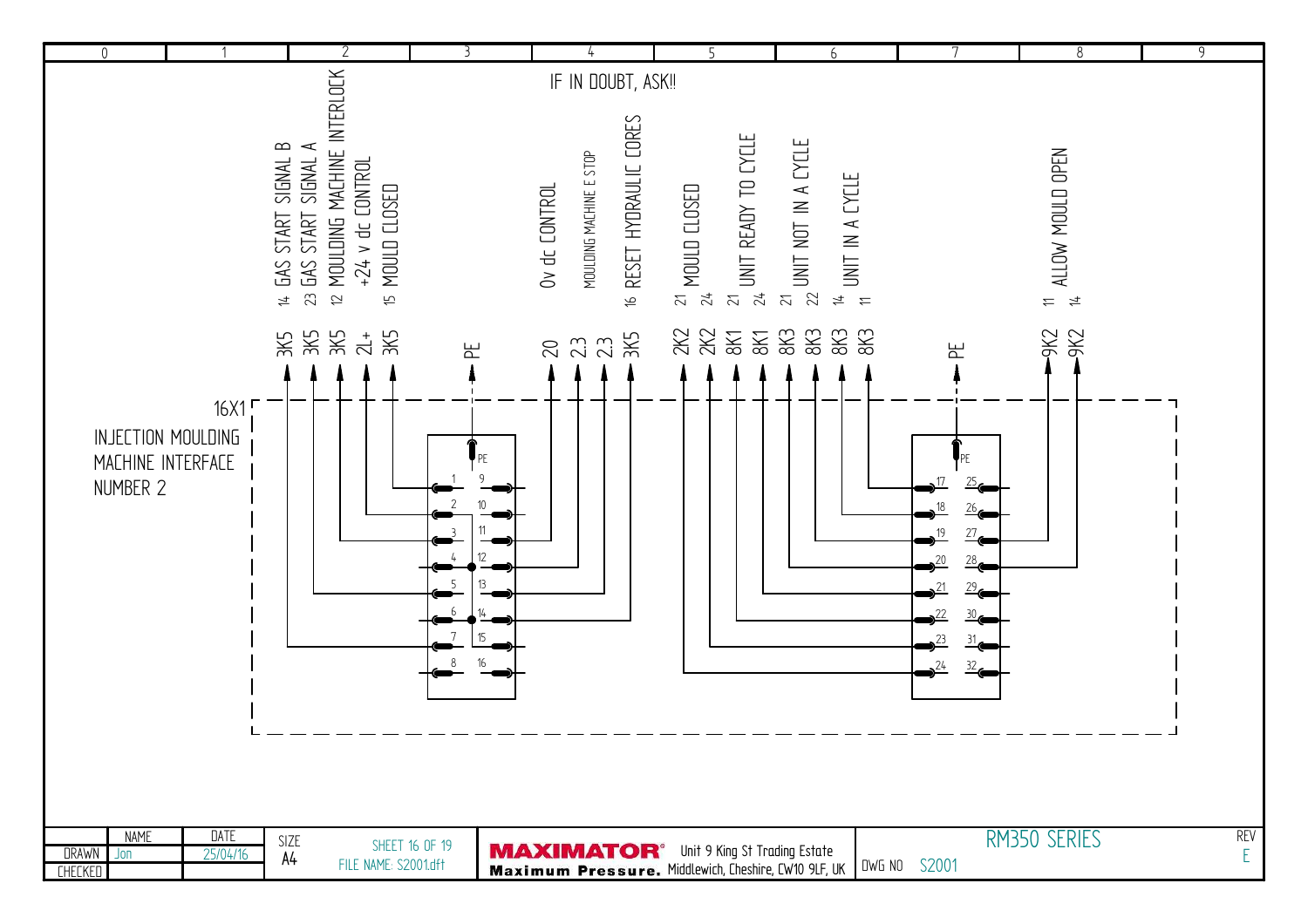IF IN DOUBT, ASK!!

16X1
INJECTION MOULDING MACHINE INTERFACE NUMBER 2

| Signal | Contact | Reference | Connector Pin |
|---|---|---|---|
| GAS START SIGNAL B | 14 | 3K5 | 7 |
| GAS START SIGNAL A | 23 | 3K5 | 5 |
| MOULDING MACHINE INTERLOCK | 12 | 3K5 | 3 |
| +24 v dc CONTROL | | 2L+ | 2 |
| MOULD CLOSED | 15 | 3K5 | 1 |
| | | PE | PE |
| 0v dc CONTROL | | 20 | 11 |
| MOULDING MACHINE E STOP | | 2.3 | 12 |
| | | 2.3 | 13 |
| RESET HYDRAULIC CORES | 16 | 3K5 | 14 |
| MOULD CLOSED | 21 | 2K2 | 24 |
| | 24 | 2K2 | 23 |
| UNIT READY TO CYCLE | 21 | 8K1 | 22 |
| | 24 | 8K1 | 21 |
| UNIT NOT IN A CYCLE | 21 | 8K3 | 20 |
| | 22 | 8K3 | 19 |
| UNIT IN A CYCLE | 14 | 8K3 | 18 |
| | 11 | 8K3 | 17 |
| | | PE | PE |
| ALLOW MOULD OPEN | 11 | 9K2 | 27 |
| | 14 | 9K2 | 28 |

Connector pins: 1–16 (left block), 17–32 (right block), PE.

| | NAME | DATE | SIZE | SHEET 16 OF 19 |
|---|---|---|---|---|
| DRAWN | Jon | 25/04/16 | A4 | FILE NAME: S2001.dft |
| CHECKED | | | | |

**MAXIMATOR**® Maximum Pressure. Unit 9 King St Trading Estate, Middlewich, Cheshire, CW10 9LF, UK

RM350 SERIES — DWG NO S2001 — REV E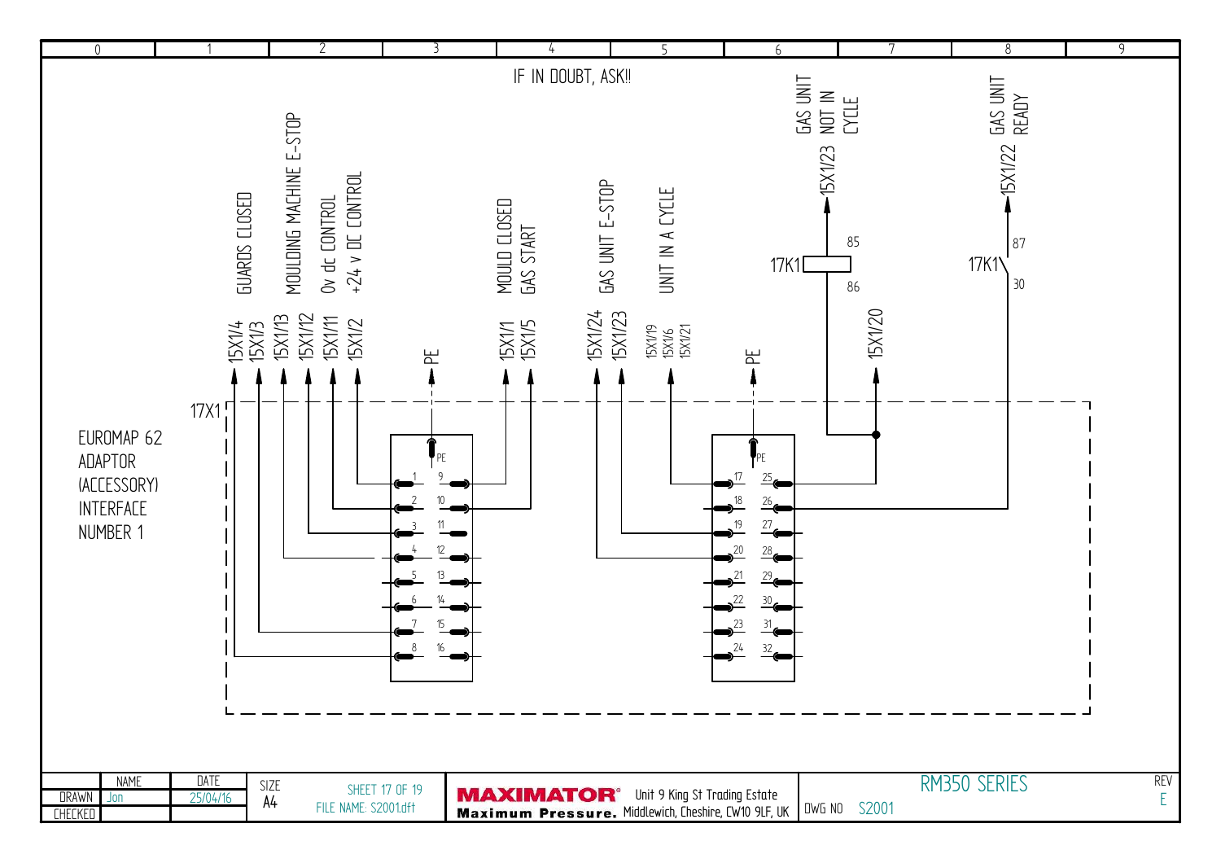IF IN DOUBT, ASK!!

EUROMAP 62 ADAPTOR (ACCESSORY) INTERFACE NUMBER 1

17X1

| Terminal | Signal |
| --- | --- |
| 15X1/4, 15X1/3 | GUARDS CLOSED |
| 15X1/13, 15X1/12 | MOULDING MACHINE E-STOP |
| 15X1/11 | 0v dc CONTROL |
| 15X1/2 | +24 v DC CONTROL |
| PE | |
| 15X1/1, 15X1/5 | MOULD CLOSED GAS START |
| 15X1/24, 15X1/23 | GAS UNIT E-STOP |
| 15X1/19, 15X1/6, 15X1/21 | UNIT IN A CYCLE |
| PE | |
| 15X1/20 | |
| 15X1/23 | GAS UNIT NOT IN CYCLE |
| 15X1/22 | GAS UNIT READY |

17K1 (85, 86)

17K1 (87, 30)

| NAME | DATE | SIZE | |
| --- | --- | --- | --- |
| DRAWN | Jon | 25/04/16 | A4 |
| CHECKED | | | |

SHEET 17 OF 19

FILE NAME: S2001.dft

MAXIMATOR® Maximum Pressure. Unit 9 King St Trading Estate Middlewich, Cheshire, CW10 9LF, UK

RM350 SERIES

DWG NO S2001

REV E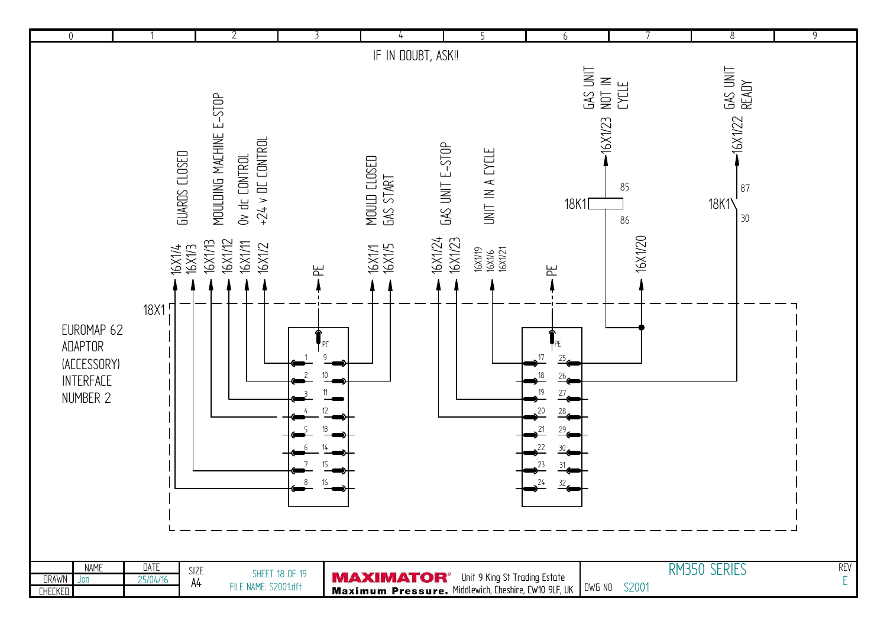IF IN DOUBT, ASK!!

EUROMAP 62
ADAPTOR
(ACCESSORY)
INTERFACE
NUMBER 2

18X1

| Signal | Terminal | 18X1 Pin |
|---|---|---|
| GUARDS CLOSED | 16X1/4 | 8 |
| GUARDS CLOSED | 16X1/3 | 7 |
| MOULDING MACHINE E-STOP | 16X1/13 | 4 |
| MOULDING MACHINE E-STOP | 16X1/12 | 3 |
| 0v dc CONTROL | 16X1/11 | 2 |
| +24 v DC CONTROL | 16X1/2 | 1 |
| | PE | PE |
| MOULD CLOSED GAS START | 16X1/1 | 9 |
| MOULD CLOSED GAS START | 16X1/5 | 10 |
| GAS UNIT E-STOP | 16X1/24 | 20 |
| GAS UNIT E-STOP | 16X1/23 | 19 |
| UNIT IN A CYCLE | 16X1/19, 16X1/6, 16X1/21 | 17 |
| | PE | PE |
| | 16X1/20 | 25 |
| GAS UNIT NOT IN CYCLE | 16X1/23 | 18K1 (85/86) |
| GAS UNIT READY | 16X1/22 | 18K1 (87/30), 26 |

| | NAME | DATE |
|---|---|---|
| DRAWN | Jon | 25/04/16 |
| CHECKED | | |

SIZE A4

SHEET 18 OF 19
FILE NAME: S2001.dft

MAXIMATOR® Maximum Pressure.
Unit 9 King St Trading Estate
Middlewich, Cheshire, CW10 9LF, UK

RM350 SERIES

DWG NO S2001

REV E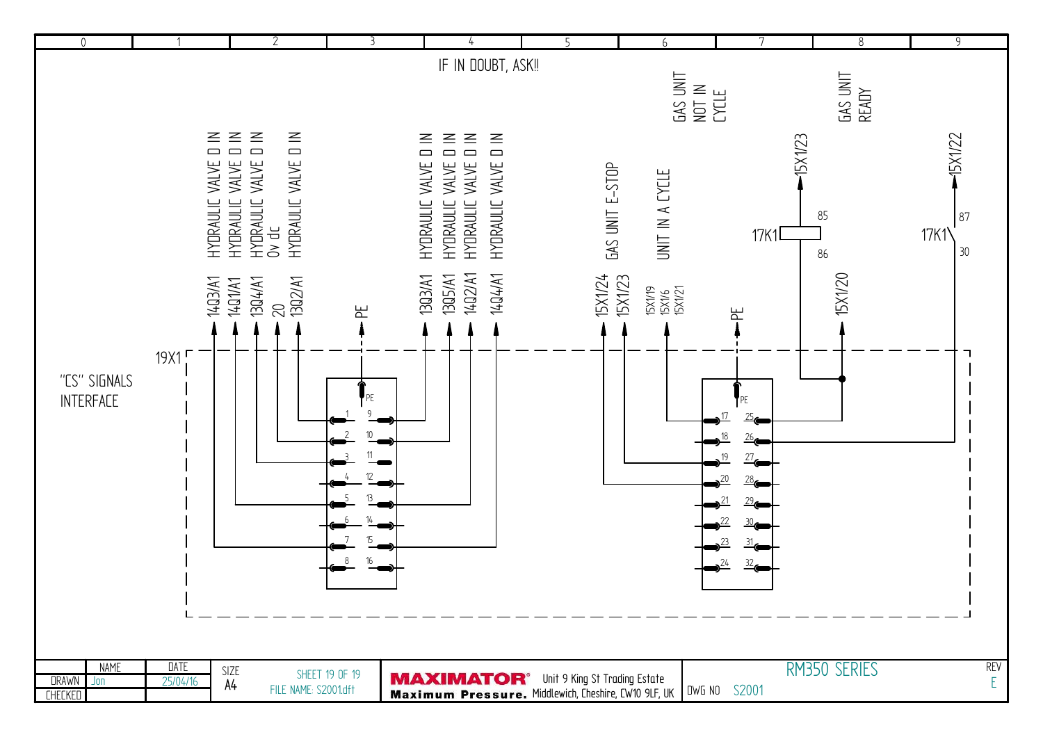IF IN DOUBT, ASK!!

"CS" SIGNALS INTERFACE

19X1

HYDRAULIC VALVE D IN
14Q3/A1

HYDRAULIC VALVE D IN
14Q1/A1

HYDRAULIC VALVE D IN
13Q4/A1

0v dc
20

HYDRAULIC VALVE D IN
13Q2/A1

PE

HYDRAULIC VALVE D IN
13Q3/A1

HYDRAULIC VALVE D IN
13Q5/A1

HYDRAULIC VALVE D IN
14Q2/A1

HYDRAULIC VALVE D IN
14Q4/A1

GAS UNIT E-STOP
15X1/24
15X1/23

UNIT IN A CYCLE
15X1/19
15X1/6
15X1/21

PE

GAS UNIT NOT IN CYCLE
15X1/23
17K1
85
86
15X1/20

GAS UNIT READY
15X1/22
17K1
87
30

1 2 3 4 5 6 7 8
9 10 11 12 13 14 15 16

17 18 19 20 21 22 23 24
25 26 27 28 29 30 31 32

| | NAME | DATE | SIZE | SHEET 19 OF 19 | MAXIMATOR® Maximum Pressure. | Unit 9 King St Trading Estate Middlewich, Cheshire, CW10 9LF, UK | RM350 SERIES | REV |
|---|---|---|---|---|---|---|---|---|
| DRAWN | Jon | 25/04/16 | A4 | FILE NAME: S2001.dft | | | DWG NO S2001 | E |
| CHECKED | | | | | | | | |